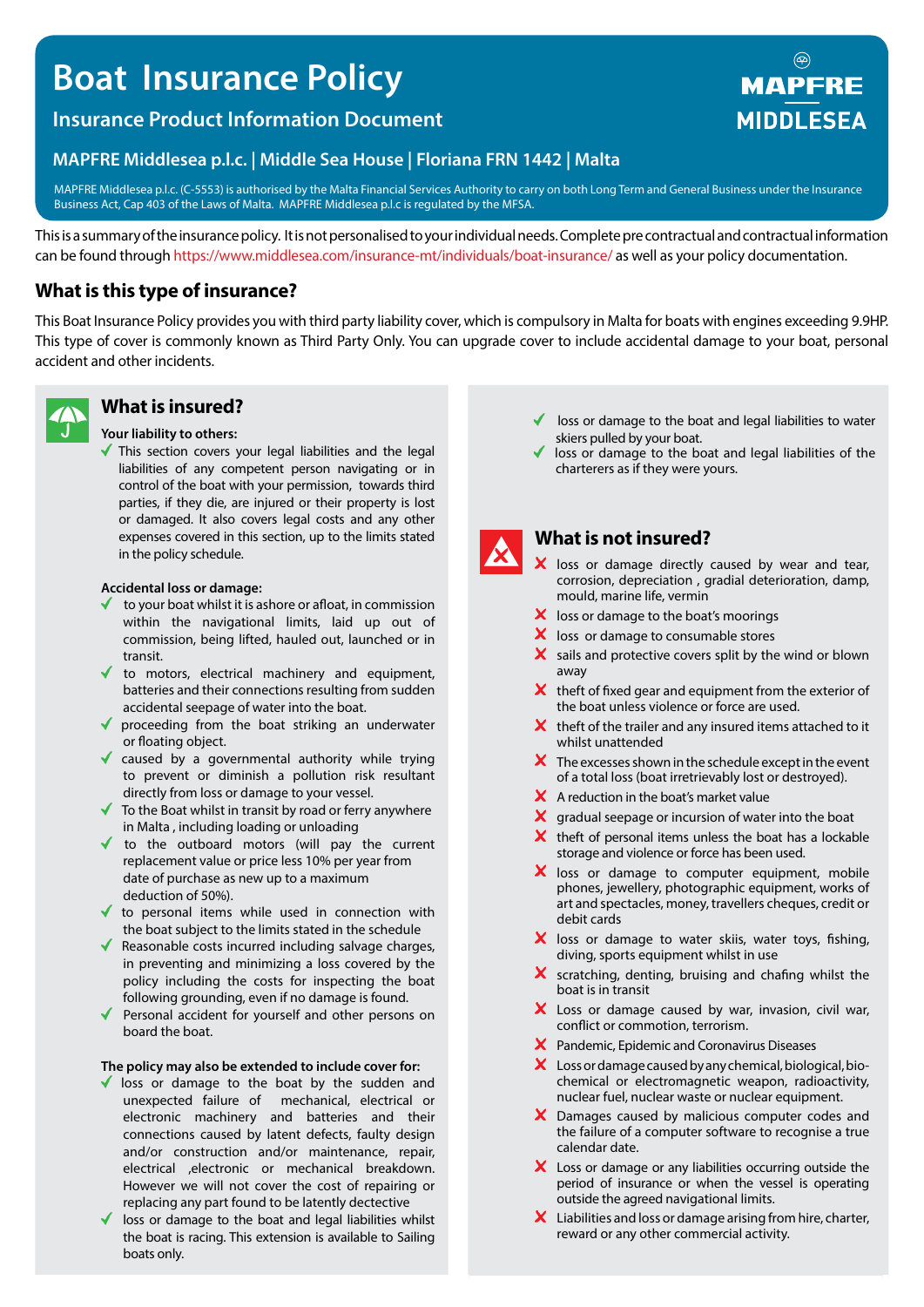# Boat Insurance Policy

## Insurance Product Information Document

MAPFRE MIDDLESEA

### MAPFRE Middlesea p.l.c. | Middle Sea House | Floriana FRN 1442 | Malta

MAPFRE Middlesea p.l.c. (C-5553) is authorised by the Malta Financial Services Authority to carry on both Long Term and General Business under the Insurance Business Act, Cap 403 of the Laws of Malta. MAPFRE Middlesea p.l.c is regulated by the MFSA.

This is a summary of the insurance policy. It is not personalised to your individual needs. Complete pre contractual and contractual information can be found through https://www.middlesea.com/insurance-mt/individuals/boat-insurance/ as well as your policy documentation.

## What is this type of insurance?

This Boat Insurance Policy provides you with third party liability cover, which is compulsory in Malta for boats with engines exceeding 9.9HP. This type of cover is commonly known as Third Party Only. You can upgrade cover to include accidental damage to your boat, personal accident and other incidents.

## What is insured?

**Your liability to others:**

- ✓ This section covers your legal liabilities and the legal liabilities of any competent person navigating or in control of the boat with your permission, towards third parties, if they die, are injured or their property is lost or damaged. It also covers legal costs and any other expenses covered in this section, up to the limits stated in the policy schedule.

**Accidental loss or damage:**

- ✓ to your boat whilst it is ashore or afloat, in commission within the navigational limits, laid up out of commission, being lifted, hauled out, launched or in transit.
- ✓ to motors, electrical machinery and equipment, batteries and their connections resulting from sudden accidental seepage of water into the boat.
- ✓ proceeding from the boat striking an underwater or floating object.
- ✓ caused by a governmental authority while trying to prevent or diminish a pollution risk resultant directly from loss or damage to your vessel.
- ✓ To the Boat whilst in transit by road or ferry anywhere in Malta , including loading or unloading
- ✓ to the outboard motors (will pay the current replacement value or price less 10% per year from date of purchase as new up to a maximum deduction of 50%).
- ✓ to personal items while used in connection with the boat subject to the limits stated in the schedule
- ✓ Reasonable costs incurred including salvage charges, in preventing and minimizing a loss covered by the policy including the costs for inspecting the boat following grounding, even if no damage is found.
- ✓ Personal accident for yourself and other persons on board the boat.

**The policy may also be extended to include cover for:**

- ✓ loss or damage to the boat by the sudden and unexpected failure of mechanical, electrical or electronic machinery and batteries and their connections caused by latent defects, faulty design and/or construction and/or maintenance, repair, electrical ,electronic or mechanical breakdown. However we will not cover the cost of repairing or replacing any part found to be latently dectective
- ✓ loss or damage to the boat and legal liabilities whilst the boat is racing. This extension is available to Sailing boats only.
- ✓ loss or damage to the boat and legal liabilities to water skiers pulled by your boat.
- ✓ loss or damage to the boat and legal liabilities of the charterers as if they were yours.

## What is not insured?

- ✗ loss or damage directly caused by wear and tear, corrosion, depreciation , gradial deterioration, damp, mould, marine life, vermin
- ✗ loss or damage to the boat's moorings
- ✗ loss or damage to consumable stores
- ✗ sails and protective covers split by the wind or blown away
- ✗ theft of fixed gear and equipment from the exterior of the boat unless violence or force are used.
- ✗ theft of the trailer and any insured items attached to it whilst unattended
- ✗ The excesses shown in the schedule except in the event of a total loss (boat irretrievably lost or destroyed).
- ✗ A reduction in the boat's market value
- ✗ gradual seepage or incursion of water into the boat
- ✗ theft of personal items unless the boat has a lockable storage and violence or force has been used.
- ✗ loss or damage to computer equipment, mobile phones, jewellery, photographic equipment, works of art and spectacles, money, travellers cheques, credit or debit cards
- ✗ loss or damage to water skiis, water toys, fishing, diving, sports equipment whilst in use
- ✗ scratching, denting, bruising and chafing whilst the boat is in transit
- ✗ Loss or damage caused by war, invasion, civil war, conflict or commotion, terrorism.
- ✗ Pandemic, Epidemic and Coronavirus Diseases
- ✗ Loss or damage caused by any chemical, biological, bio-chemical or electromagnetic weapon, radioactivity, nuclear fuel, nuclear waste or nuclear equipment.
- ✗ Damages caused by malicious computer codes and the failure of a computer software to recognise a true calendar date.
- ✗ Loss or damage or any liabilities occurring outside the period of insurance or when the vessel is operating outside the agreed navigational limits.
- ✗ Liabilities and loss or damage arising from hire, charter, reward or any other commercial activity.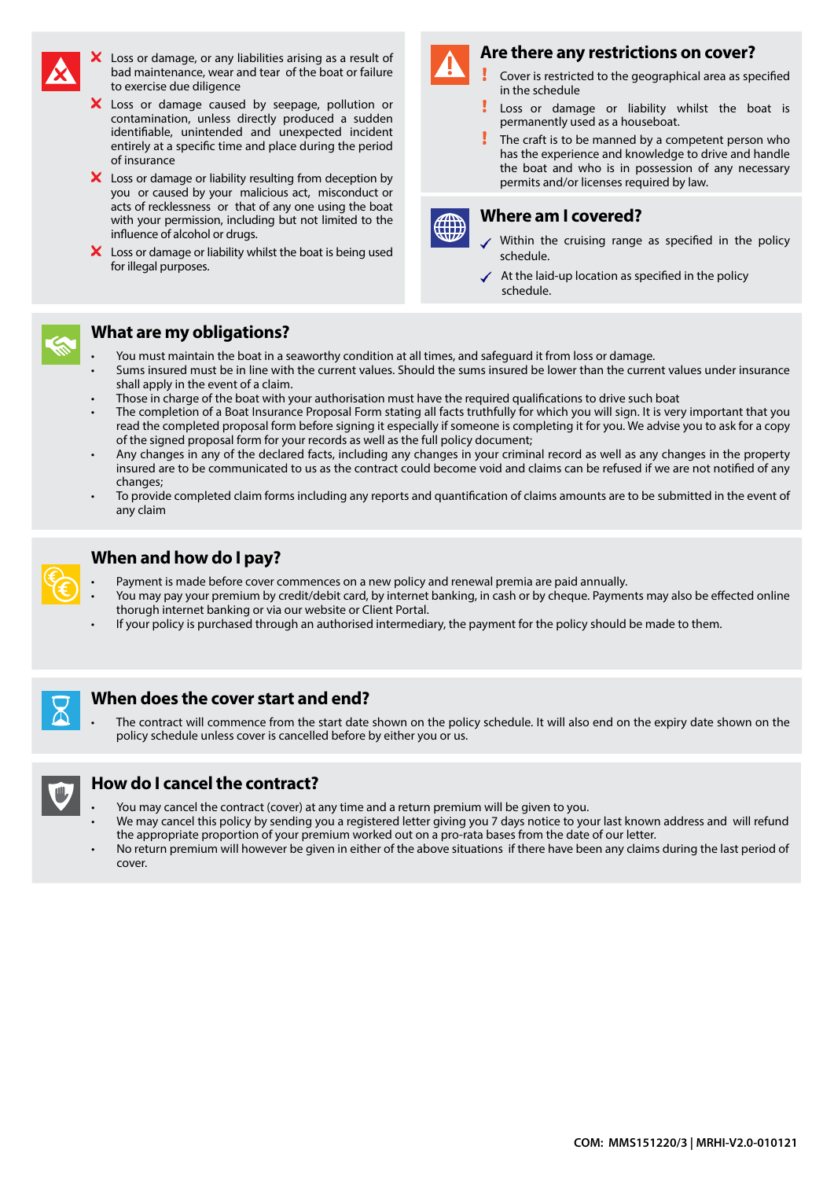- ✗ Loss or damage, or any liabilities arising as a result of bad maintenance, wear and tear of the boat or failure to exercise due diligence
- ✗ Loss or damage caused by seepage, pollution or contamination, unless directly produced a sudden identifiable, unintended and unexpected incident entirely at a specific time and place during the period of insurance
- ✗ Loss or damage or liability resulting from deception by you or caused by your malicious act, misconduct or acts of recklessness or that of any one using the boat with your permission, including but not limited to the influence of alcohol or drugs.
- ✗ Loss or damage or liability whilst the boat is being used for illegal purposes.

## Are there any restrictions on cover?

- ! Cover is restricted to the geographical area as specified in the schedule
- ! Loss or damage or liability whilst the boat is permanently used as a houseboat.
- ! The craft is to be manned by a competent person who has the experience and knowledge to drive and handle the boat and who is in possession of any necessary permits and/or licenses required by law.

## Where am I covered?

- ✓ Within the cruising range as specified in the policy schedule.
- ✓ At the laid-up location as specified in the policy schedule.

## What are my obligations?

- You must maintain the boat in a seaworthy condition at all times, and safeguard it from loss or damage.
- Sums insured must be in line with the current values. Should the sums insured be lower than the current values under insurance shall apply in the event of a claim.
- Those in charge of the boat with your authorisation must have the required qualifications to drive such boat
- The completion of a Boat Insurance Proposal Form stating all facts truthfully for which you will sign. It is very important that you read the completed proposal form before signing it especially if someone is completing it for you. We advise you to ask for a copy of the signed proposal form for your records as well as the full policy document;
- Any changes in any of the declared facts, including any changes in your criminal record as well as any changes in the property insured are to be communicated to us as the contract could become void and claims can be refused if we are not notified of any changes;
- To provide completed claim forms including any reports and quantification of claims amounts are to be submitted in the event of any claim

## When and how do I pay?

- Payment is made before cover commences on a new policy and renewal premia are paid annually.
- You may pay your premium by credit/debit card, by internet banking, in cash or by cheque. Payments may also be effected online thorugh internet banking or via our website or Client Portal.
- If your policy is purchased through an authorised intermediary, the payment for the policy should be made to them.

## When does the cover start and end?

- The contract will commence from the start date shown on the policy schedule. It will also end on the expiry date shown on the policy schedule unless cover is cancelled before by either you or us.

## How do I cancel the contract?

- You may cancel the contract (cover) at any time and a return premium will be given to you.
- We may cancel this policy by sending you a registered letter giving you 7 days notice to your last known address and will refund the appropriate proportion of your premium worked out on a pro-rata bases from the date of our letter.
- No return premium will however be given in either of the above situations if there have been any claims during the last period of cover.

COM: MMS151220/3 | MRHI-V2.0-010121